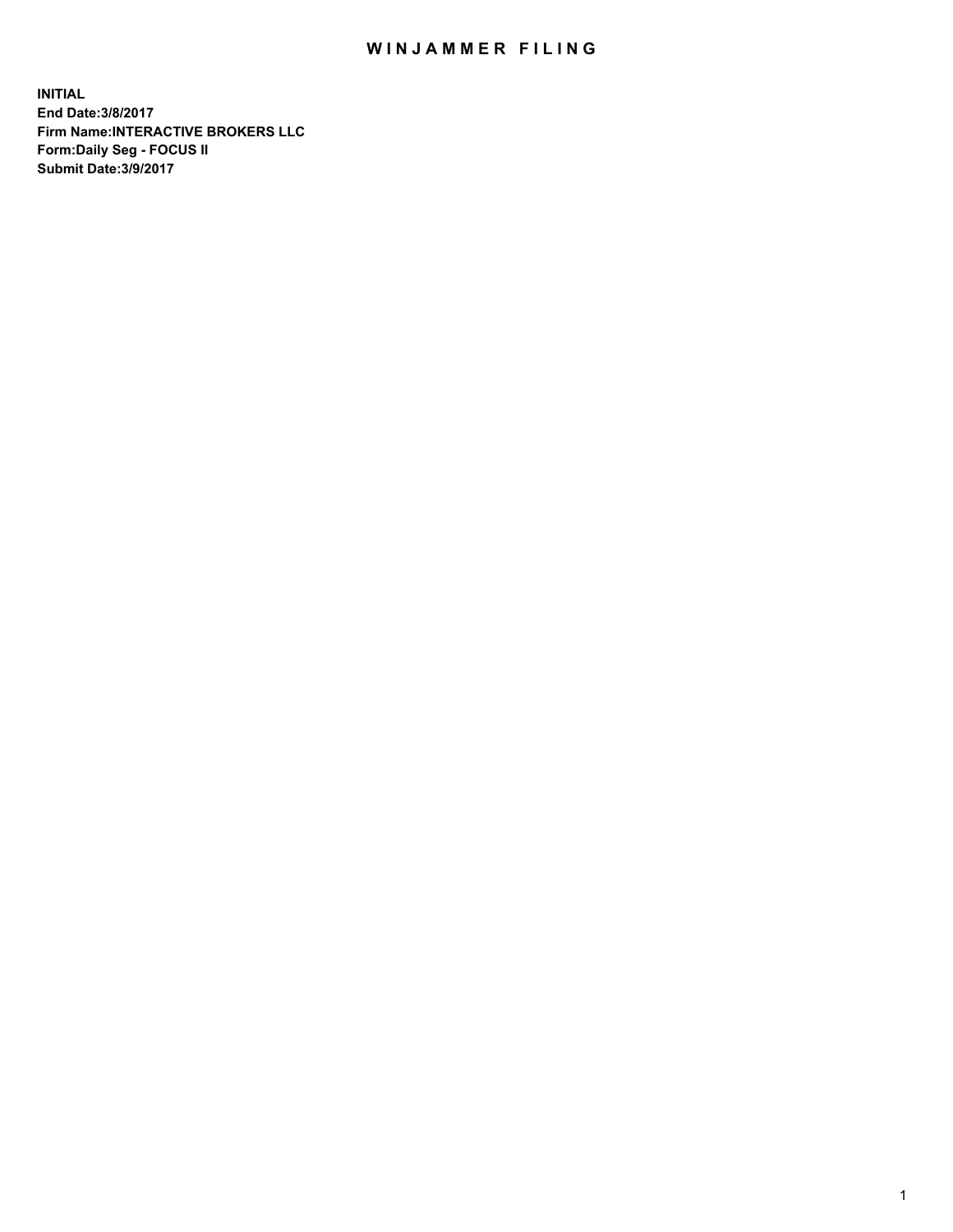# WINJAMMER FILING

**INITIAL**
**End Date:3/8/2017**
**Firm Name:INTERACTIVE BROKERS LLC**
**Form:Daily Seg - FOCUS II**
**Submit Date:3/9/2017**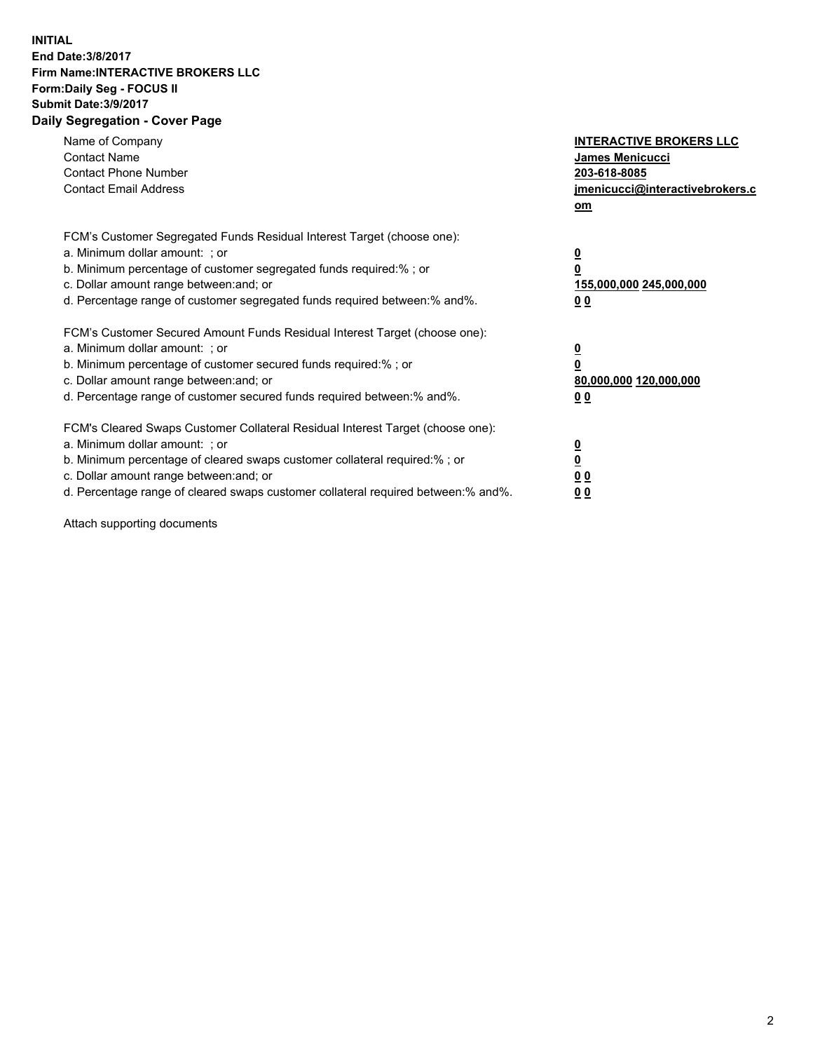**INITIAL**
**End Date:3/8/2017**
**Firm Name:INTERACTIVE BROKERS LLC**
**Form:Daily Seg - FOCUS II**
**Submit Date:3/9/2017**
**Daily Segregation - Cover Page**

| | |
|---|---|
| Name of Company | **INTERACTIVE BROKERS LLC** |
| Contact Name | **James Menicucci** |
| Contact Phone Number | **203-618-8085** |
| Contact Email Address | **jmenicucci@interactivebrokers.com** |

FCM's Customer Segregated Funds Residual Interest Target (choose one):

| | |
|---|---|
| a. Minimum dollar amount: ; or | **0** |
| b. Minimum percentage of customer segregated funds required:% ; or | **0** |
| c. Dollar amount range between:and; or | **155,000,000 245,000,000** |
| d. Percentage range of customer segregated funds required between:% and%. | **0 0** |

FCM's Customer Secured Amount Funds Residual Interest Target (choose one):

| | |
|---|---|
| a. Minimum dollar amount: ; or | **0** |
| b. Minimum percentage of customer secured funds required:% ; or | **0** |
| c. Dollar amount range between:and; or | **80,000,000 120,000,000** |
| d. Percentage range of customer secured funds required between:% and%. | **0 0** |

FCM's Cleared Swaps Customer Collateral Residual Interest Target (choose one):

| | |
|---|---|
| a. Minimum dollar amount: ; or | **0** |
| b. Minimum percentage of cleared swaps customer collateral required:% ; or | **0** |
| c. Dollar amount range between:and; or | **0 0** |
| d. Percentage range of cleared swaps customer collateral required between:% and%. | **0 0** |

Attach supporting documents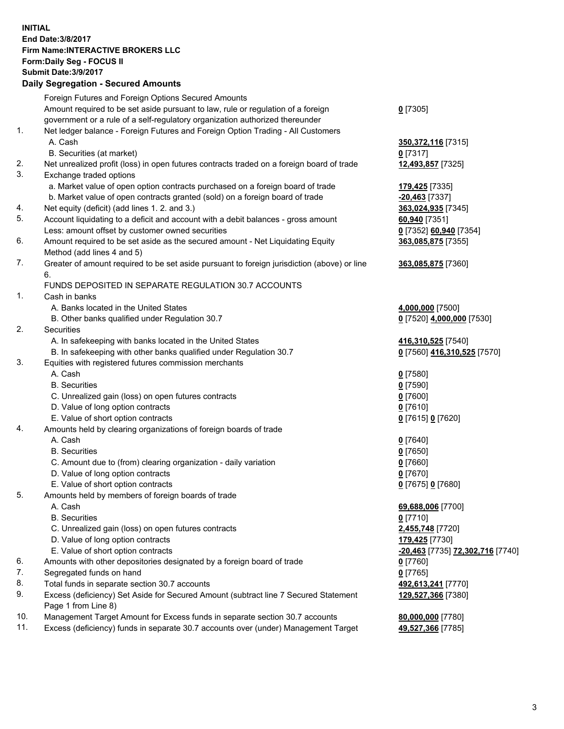**INITIAL**
**End Date:3/8/2017**
**Firm Name:INTERACTIVE BROKERS LLC**
**Form:Daily Seg - FOCUS II**
**Submit Date:3/9/2017**

## Daily Segregation - Secured Amounts

| | | |
|---|---|---|
| | Foreign Futures and Foreign Options Secured Amounts | |
| | Amount required to be set aside pursuant to law, rule or regulation of a foreign government or a rule of a self-regulatory organization authorized thereunder | **0** [7305] |
| 1. | Net ledger balance - Foreign Futures and Foreign Option Trading - All Customers | |
| | A. Cash | **350,372,116** [7315] |
| | B. Securities (at market) | **0** [7317] |
| 2. | Net unrealized profit (loss) in open futures contracts traded on a foreign board of trade | **12,493,857** [7325] |
| 3. | Exchange traded options | |
| | a. Market value of open option contracts purchased on a foreign board of trade | **179,425** [7335] |
| | b. Market value of open contracts granted (sold) on a foreign board of trade | **-20,463** [7337] |
| 4. | Net equity (deficit) (add lines 1. 2. and 3.) | **363,024,935** [7345] |
| 5. | Account liquidating to a deficit and account with a debit balances - gross amount | **60,940** [7351] |
| | Less: amount offset by customer owned securities | **0** [7352] **60,940** [7354] |
| 6. | Amount required to be set aside as the secured amount - Net Liquidating Equity Method (add lines 4 and 5) | **363,085,875** [7355] |
| 7. | Greater of amount required to be set aside pursuant to foreign jurisdiction (above) or line 6. | **363,085,875** [7360] |
| | FUNDS DEPOSITED IN SEPARATE REGULATION 30.7 ACCOUNTS | |
| 1. | Cash in banks | |
| | A. Banks located in the United States | **4,000,000** [7500] |
| | B. Other banks qualified under Regulation 30.7 | **0** [7520] **4,000,000** [7530] |
| 2. | Securities | |
| | A. In safekeeping with banks located in the United States | **416,310,525** [7540] |
| | B. In safekeeping with other banks qualified under Regulation 30.7 | **0** [7560] **416,310,525** [7570] |
| 3. | Equities with registered futures commission merchants | |
| | A. Cash | **0** [7580] |
| | B. Securities | **0** [7590] |
| | C. Unrealized gain (loss) on open futures contracts | **0** [7600] |
| | D. Value of long option contracts | **0** [7610] |
| | E. Value of short option contracts | **0** [7615] **0** [7620] |
| 4. | Amounts held by clearing organizations of foreign boards of trade | |
| | A. Cash | **0** [7640] |
| | B. Securities | **0** [7650] |
| | C. Amount due to (from) clearing organization - daily variation | **0** [7660] |
| | D. Value of long option contracts | **0** [7670] |
| | E. Value of short option contracts | **0** [7675] **0** [7680] |
| 5. | Amounts held by members of foreign boards of trade | |
| | A. Cash | **69,688,006** [7700] |
| | B. Securities | **0** [7710] |
| | C. Unrealized gain (loss) on open futures contracts | **2,455,748** [7720] |
| | D. Value of long option contracts | **179,425** [7730] |
| | E. Value of short option contracts | **-20,463** [7735] **72,302,716** [7740] |
| 6. | Amounts with other depositories designated by a foreign board of trade | **0** [7760] |
| 7. | Segregated funds on hand | **0** [7765] |
| 8. | Total funds in separate section 30.7 accounts | **492,613,241** [7770] |
| 9. | Excess (deficiency) Set Aside for Secured Amount (subtract line 7 Secured Statement Page 1 from Line 8) | **129,527,366** [7380] |
| 10. | Management Target Amount for Excess funds in separate section 30.7 accounts | **80,000,000** [7780] |
| 11. | Excess (deficiency) funds in separate 30.7 accounts over (under) Management Target | **49,527,366** [7785] |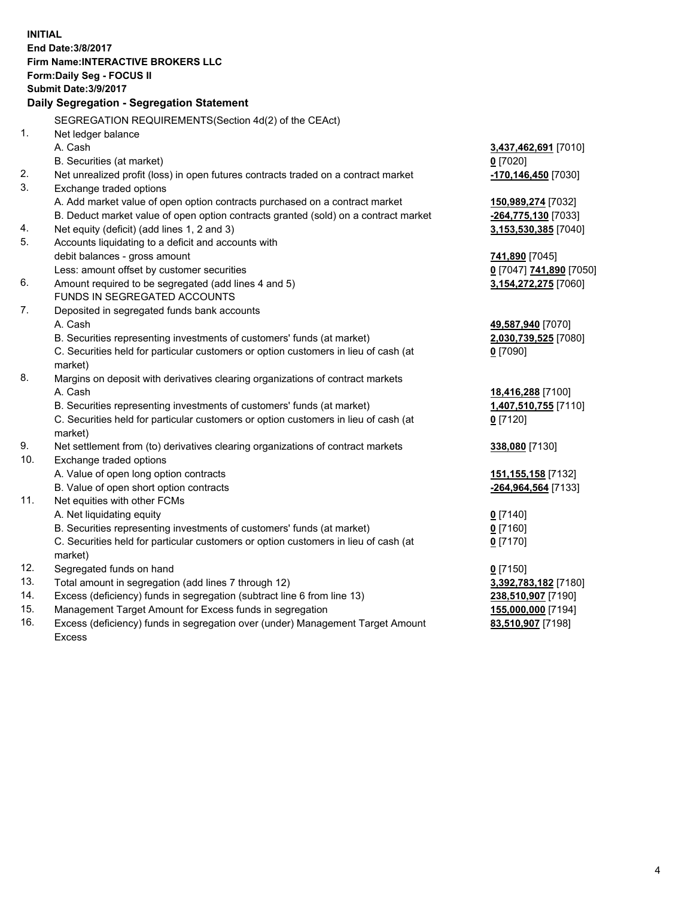**INITIAL**
**End Date:3/8/2017**
**Firm Name:INTERACTIVE BROKERS LLC**
**Form:Daily Seg - FOCUS II**
**Submit Date:3/9/2017**

## Daily Segregation - Segregation Statement

| | | |
|---|---|---|
| | SEGREGATION REQUIREMENTS(Section 4d(2) of the CEAct) | |
| 1. | Net ledger balance | |
| | A. Cash | **3,437,462,691** [7010] |
| | B. Securities (at market) | **0** [7020] |
| 2. | Net unrealized profit (loss) in open futures contracts traded on a contract market | **-170,146,450** [7030] |
| 3. | Exchange traded options | |
| | A. Add market value of open option contracts purchased on a contract market | **150,989,274** [7032] |
| | B. Deduct market value of open option contracts granted (sold) on a contract market | **-264,775,130** [7033] |
| 4. | Net equity (deficit) (add lines 1, 2 and 3) | **3,153,530,385** [7040] |
| 5. | Accounts liquidating to a deficit and accounts with debit balances - gross amount | **741,890** [7045] |
| | Less: amount offset by customer securities | **0** [7047] **741,890** [7050] |
| 6. | Amount required to be segregated (add lines 4 and 5) | **3,154,272,275** [7060] |
| | FUNDS IN SEGREGATED ACCOUNTS | |
| 7. | Deposited in segregated funds bank accounts | |
| | A. Cash | **49,587,940** [7070] |
| | B. Securities representing investments of customers' funds (at market) | **2,030,739,525** [7080] |
| | C. Securities held for particular customers or option customers in lieu of cash (at market) | **0** [7090] |
| 8. | Margins on deposit with derivatives clearing organizations of contract markets | |
| | A. Cash | **18,416,288** [7100] |
| | B. Securities representing investments of customers' funds (at market) | **1,407,510,755** [7110] |
| | C. Securities held for particular customers or option customers in lieu of cash (at market) | **0** [7120] |
| 9. | Net settlement from (to) derivatives clearing organizations of contract markets | **338,080** [7130] |
| 10. | Exchange traded options | |
| | A. Value of open long option contracts | **151,155,158** [7132] |
| | B. Value of open short option contracts | **-264,964,564** [7133] |
| 11. | Net equities with other FCMs | |
| | A. Net liquidating equity | **0** [7140] |
| | B. Securities representing investments of customers' funds (at market) | **0** [7160] |
| | C. Securities held for particular customers or option customers in lieu of cash (at market) | **0** [7170] |
| 12. | Segregated funds on hand | **0** [7150] |
| 13. | Total amount in segregation (add lines 7 through 12) | **3,392,783,182** [7180] |
| 14. | Excess (deficiency) funds in segregation (subtract line 6 from line 13) | **238,510,907** [7190] |
| 15. | Management Target Amount for Excess funds in segregation | **155,000,000** [7194] |
| 16. | Excess (deficiency) funds in segregation over (under) Management Target Amount Excess | **83,510,907** [7198] |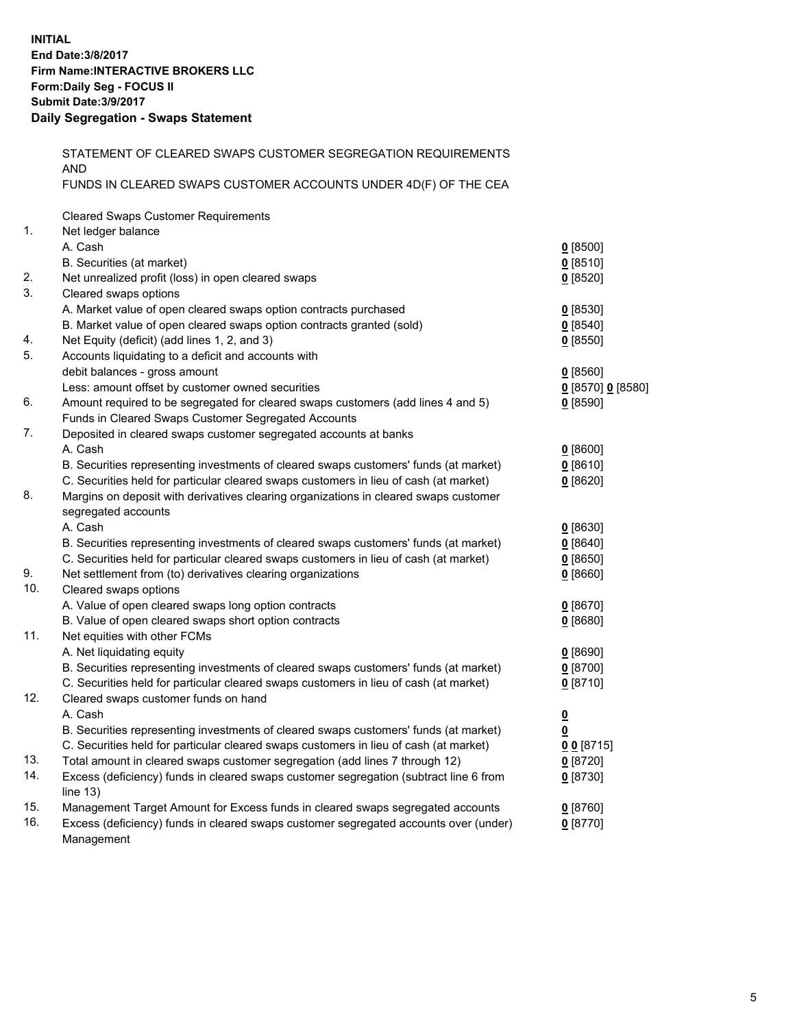**INITIAL**
**End Date:3/8/2017**
**Firm Name:INTERACTIVE BROKERS LLC**
**Form:Daily Seg - FOCUS II**
**Submit Date:3/9/2017**
**Daily Segregation - Swaps Statement**

STATEMENT OF CLEARED SWAPS CUSTOMER SEGREGATION REQUIREMENTS
AND
FUNDS IN CLEARED SWAPS CUSTOMER ACCOUNTS UNDER 4D(F) OF THE CEA

| | | |
|---|---|---|
| | Cleared Swaps Customer Requirements | |
| 1. | Net ledger balance | |
| | A. Cash | 0 [8500] |
| | B. Securities (at market) | 0 [8510] |
| 2. | Net unrealized profit (loss) in open cleared swaps | 0 [8520] |
| 3. | Cleared swaps options | |
| | A. Market value of open cleared swaps option contracts purchased | 0 [8530] |
| | B. Market value of open cleared swaps option contracts granted (sold) | 0 [8540] |
| 4. | Net Equity (deficit) (add lines 1, 2, and 3) | 0 [8550] |
| 5. | Accounts liquidating to a deficit and accounts with | |
| | debit balances - gross amount | 0 [8560] |
| | Less: amount offset by customer owned securities | 0 [8570] 0 [8580] |
| 6. | Amount required to be segregated for cleared swaps customers (add lines 4 and 5) | 0 [8590] |
| | Funds in Cleared Swaps Customer Segregated Accounts | |
| 7. | Deposited in cleared swaps customer segregated accounts at banks | |
| | A. Cash | 0 [8600] |
| | B. Securities representing investments of cleared swaps customers' funds (at market) | 0 [8610] |
| | C. Securities held for particular cleared swaps customers in lieu of cash (at market) | 0 [8620] |
| 8. | Margins on deposit with derivatives clearing organizations in cleared swaps customer segregated accounts | |
| | A. Cash | 0 [8630] |
| | B. Securities representing investments of cleared swaps customers' funds (at market) | 0 [8640] |
| | C. Securities held for particular cleared swaps customers in lieu of cash (at market) | 0 [8650] |
| 9. | Net settlement from (to) derivatives clearing organizations | 0 [8660] |
| 10. | Cleared swaps options | |
| | A. Value of open cleared swaps long option contracts | 0 [8670] |
| | B. Value of open cleared swaps short option contracts | 0 [8680] |
| 11. | Net equities with other FCMs | |
| | A. Net liquidating equity | 0 [8690] |
| | B. Securities representing investments of cleared swaps customers' funds (at market) | 0 [8700] |
| | C. Securities held for particular cleared swaps customers in lieu of cash (at market) | 0 [8710] |
| 12. | Cleared swaps customer funds on hand | |
| | A. Cash | 0 |
| | B. Securities representing investments of cleared swaps customers' funds (at market) | 0 |
| | C. Securities held for particular cleared swaps customers in lieu of cash (at market) | 0 0 [8715] |
| 13. | Total amount in cleared swaps customer segregation (add lines 7 through 12) | 0 [8720] |
| 14. | Excess (deficiency) funds in cleared swaps customer segregation (subtract line 6 from line 13) | 0 [8730] |
| 15. | Management Target Amount for Excess funds in cleared swaps segregated accounts | 0 [8760] |
| 16. | Excess (deficiency) funds in cleared swaps customer segregated accounts over (under) Management | 0 [8770] |